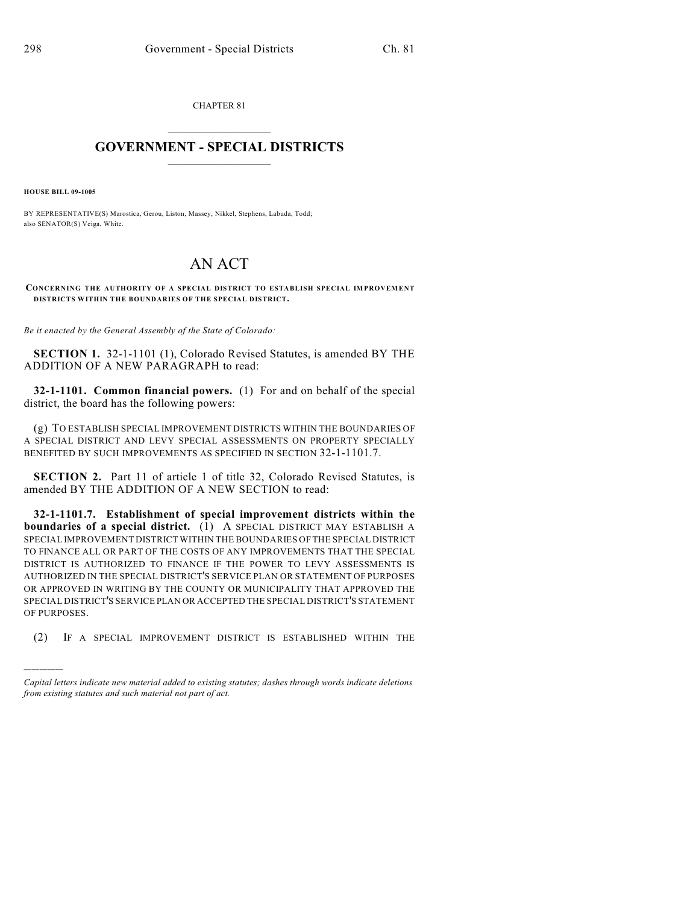CHAPTER 81

# GOVERNMENT - SPECIAL DISTRICTS

**HOUSE BILL 09-1005**

BY REPRESENTATIVE(S) Marostica, Gerou, Liston, Massey, Nikkel, Stephens, Labuda, Todd; also SENATOR(S) Veiga, White.

# AN ACT

**CONCERNING THE AUTHORITY OF A SPECIAL DISTRICT TO ESTABLISH SPECIAL IMPROVEMENT DISTRICTS WITHIN THE BOUNDARIES OF THE SPECIAL DISTRICT.**

*Be it enacted by the General Assembly of the State of Colorado:*

**SECTION 1.** 32-1-1101 (1), Colorado Revised Statutes, is amended BY THE ADDITION OF A NEW PARAGRAPH to read:

**32-1-1101. Common financial powers.** (1) For and on behalf of the special district, the board has the following powers:

(g) TO ESTABLISH SPECIAL IMPROVEMENT DISTRICTS WITHIN THE BOUNDARIES OF A SPECIAL DISTRICT AND LEVY SPECIAL ASSESSMENTS ON PROPERTY SPECIALLY BENEFITED BY SUCH IMPROVEMENTS AS SPECIFIED IN SECTION 32-1-1101.7.

**SECTION 2.** Part 11 of article 1 of title 32, Colorado Revised Statutes, is amended BY THE ADDITION OF A NEW SECTION to read:

**32-1-1101.7. Establishment of special improvement districts within the boundaries of a special district.** (1) A SPECIAL DISTRICT MAY ESTABLISH A SPECIAL IMPROVEMENT DISTRICT WITHIN THE BOUNDARIES OF THE SPECIAL DISTRICT TO FINANCE ALL OR PART OF THE COSTS OF ANY IMPROVEMENTS THAT THE SPECIAL DISTRICT IS AUTHORIZED TO FINANCE IF THE POWER TO LEVY ASSESSMENTS IS AUTHORIZED IN THE SPECIAL DISTRICT'S SERVICE PLAN OR STATEMENT OF PURPOSES OR APPROVED IN WRITING BY THE COUNTY OR MUNICIPALITY THAT APPROVED THE SPECIAL DISTRICT'S SERVICE PLAN OR ACCEPTED THE SPECIAL DISTRICT'S STATEMENT OF PURPOSES.

(2) IF A SPECIAL IMPROVEMENT DISTRICT IS ESTABLISHED WITHIN THE

---

*Capital letters indicate new material added to existing statutes; dashes through words indicate deletions from existing statutes and such material not part of act.*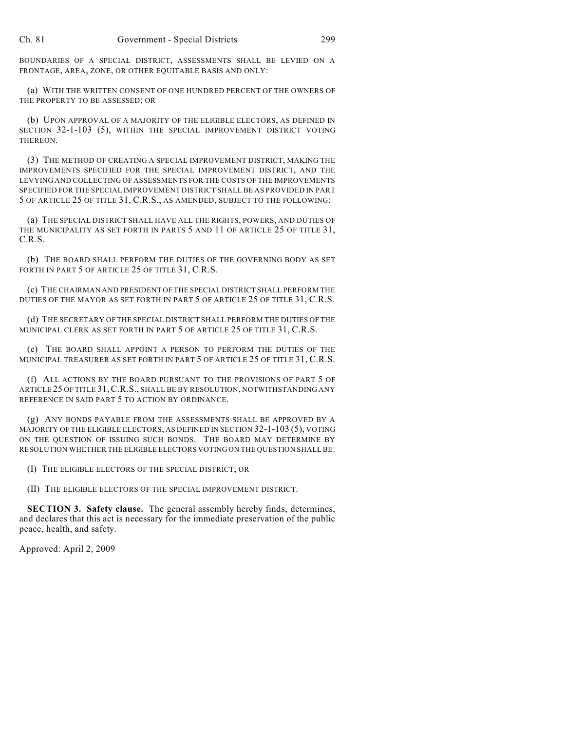BOUNDARIES OF A SPECIAL DISTRICT, ASSESSMENTS SHALL BE LEVIED ON A FRONTAGE, AREA, ZONE, OR OTHER EQUITABLE BASIS AND ONLY:

(a) WITH THE WRITTEN CONSENT OF ONE HUNDRED PERCENT OF THE OWNERS OF THE PROPERTY TO BE ASSESSED; OR

(b) UPON APPROVAL OF A MAJORITY OF THE ELIGIBLE ELECTORS, AS DEFINED IN SECTION 32-1-103 (5), WITHIN THE SPECIAL IMPROVEMENT DISTRICT VOTING THEREON.

(3) THE METHOD OF CREATING A SPECIAL IMPROVEMENT DISTRICT, MAKING THE IMPROVEMENTS SPECIFIED FOR THE SPECIAL IMPROVEMENT DISTRICT, AND THE LEVYING AND COLLECTING OF ASSESSMENTS FOR THE COSTS OF THE IMPROVEMENTS SPECIFIED FOR THE SPECIAL IMPROVEMENT DISTRICT SHALL BE AS PROVIDED IN PART 5 OF ARTICLE 25 OF TITLE 31, C.R.S., AS AMENDED, SUBJECT TO THE FOLLOWING:

(a) THE SPECIAL DISTRICT SHALL HAVE ALL THE RIGHTS, POWERS, AND DUTIES OF THE MUNICIPALITY AS SET FORTH IN PARTS 5 AND 11 OF ARTICLE 25 OF TITLE 31, C.R.S.

(b) THE BOARD SHALL PERFORM THE DUTIES OF THE GOVERNING BODY AS SET FORTH IN PART 5 OF ARTICLE 25 OF TITLE 31, C.R.S.

(c) THE CHAIRMAN AND PRESIDENT OF THE SPECIAL DISTRICT SHALL PERFORM THE DUTIES OF THE MAYOR AS SET FORTH IN PART 5 OF ARTICLE 25 OF TITLE 31, C.R.S.

(d) THE SECRETARY OF THE SPECIAL DISTRICT SHALL PERFORM THE DUTIES OF THE MUNICIPAL CLERK AS SET FORTH IN PART 5 OF ARTICLE 25 OF TITLE 31, C.R.S.

(e) THE BOARD SHALL APPOINT A PERSON TO PERFORM THE DUTIES OF THE MUNICIPAL TREASURER AS SET FORTH IN PART 5 OF ARTICLE 25 OF TITLE 31, C.R.S.

(f) ALL ACTIONS BY THE BOARD PURSUANT TO THE PROVISIONS OF PART 5 OF ARTICLE 25 OF TITLE 31, C.R.S., SHALL BE BY RESOLUTION, NOTWITHSTANDING ANY REFERENCE IN SAID PART 5 TO ACTION BY ORDINANCE.

(g) ANY BONDS PAYABLE FROM THE ASSESSMENTS SHALL BE APPROVED BY A MAJORITY OF THE ELIGIBLE ELECTORS, AS DEFINED IN SECTION 32-1-103 (5), VOTING ON THE QUESTION OF ISSUING SUCH BONDS. THE BOARD MAY DETERMINE BY RESOLUTION WHETHER THE ELIGIBLE ELECTORS VOTING ON THE QUESTION SHALL BE:

(I) THE ELIGIBLE ELECTORS OF THE SPECIAL DISTRICT; OR

(II) THE ELIGIBLE ELECTORS OF THE SPECIAL IMPROVEMENT DISTRICT.

**SECTION 3. Safety clause.** The general assembly hereby finds, determines, and declares that this act is necessary for the immediate preservation of the public peace, health, and safety.

Approved: April 2, 2009